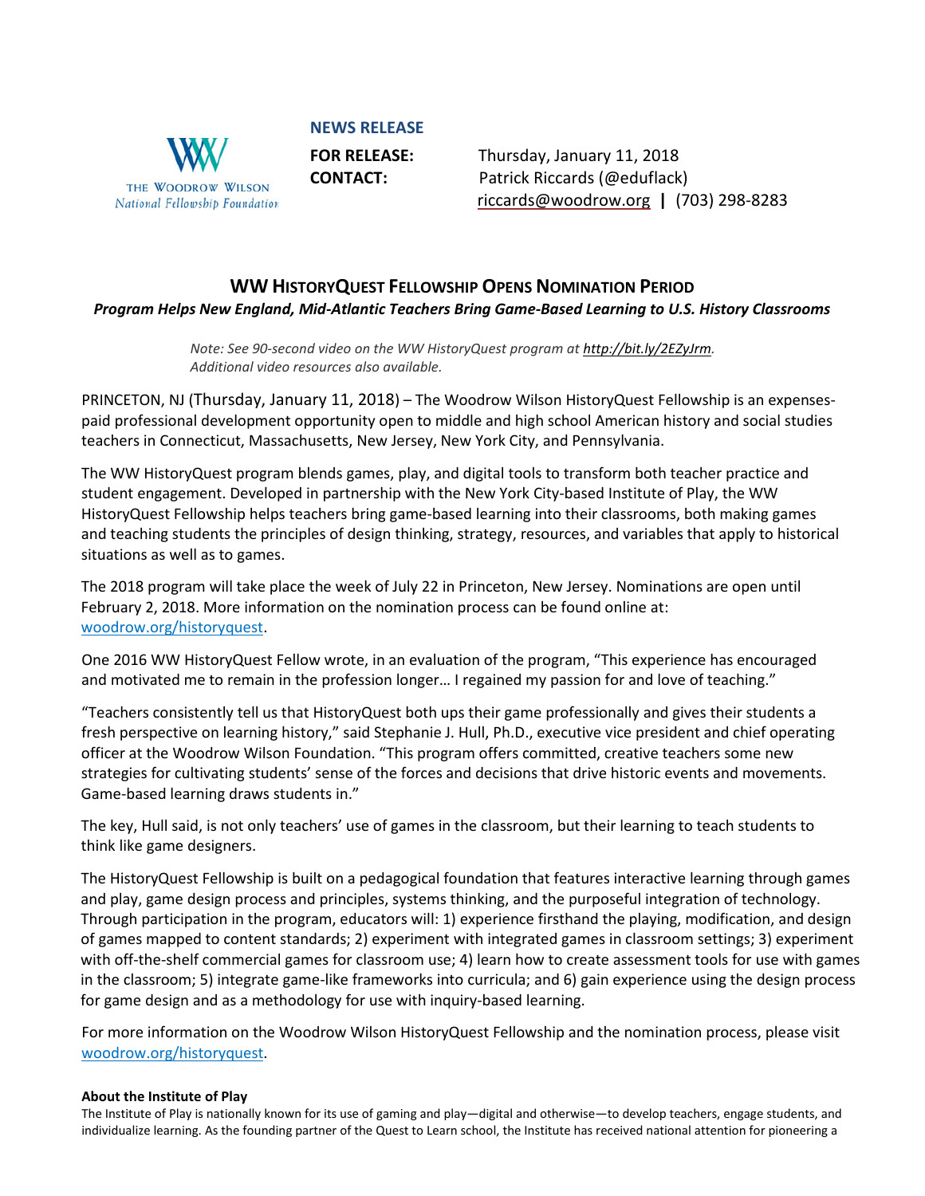THE WOODROW WILSON
*National Fellowship Foundation*

**NEWS RELEASE**

**FOR RELEASE:** Thursday, January 11, 2018
**CONTACT:** Patrick Riccards (@eduflack)
riccards@woodrow.org | (703) 298-8283

## WW HistoryQuest Fellowship Opens Nomination Period

***Program Helps New England, Mid-Atlantic Teachers Bring Game-Based Learning to U.S. History Classrooms***

*Note: See 90-second video on the WW HistoryQuest program at* ***http://bit.ly/2EZyJrm****. Additional video resources also available.*

PRINCETON, NJ (Thursday, January 11, 2018) – The Woodrow Wilson HistoryQuest Fellowship is an expenses-paid professional development opportunity open to middle and high school American history and social studies teachers in Connecticut, Massachusetts, New Jersey, New York City, and Pennsylvania.

The WW HistoryQuest program blends games, play, and digital tools to transform both teacher practice and student engagement. Developed in partnership with the New York City-based Institute of Play, the WW HistoryQuest Fellowship helps teachers bring game-based learning into their classrooms, both making games and teaching students the principles of design thinking, strategy, resources, and variables that apply to historical situations as well as to games.

The 2018 program will take place the week of July 22 in Princeton, New Jersey. Nominations are open until February 2, 2018. More information on the nomination process can be found online at: woodrow.org/historyquest.

One 2016 WW HistoryQuest Fellow wrote, in an evaluation of the program, "This experience has encouraged and motivated me to remain in the profession longer… I regained my passion for and love of teaching."

"Teachers consistently tell us that HistoryQuest both ups their game professionally and gives their students a fresh perspective on learning history," said Stephanie J. Hull, Ph.D., executive vice president and chief operating officer at the Woodrow Wilson Foundation. "This program offers committed, creative teachers some new strategies for cultivating students' sense of the forces and decisions that drive historic events and movements. Game-based learning draws students in."

The key, Hull said, is not only teachers' use of games in the classroom, but their learning to teach students to think like game designers.

The HistoryQuest Fellowship is built on a pedagogical foundation that features interactive learning through games and play, game design process and principles, systems thinking, and the purposeful integration of technology. Through participation in the program, educators will: 1) experience firsthand the playing, modification, and design of games mapped to content standards; 2) experiment with integrated games in classroom settings; 3) experiment with off-the-shelf commercial games for classroom use; 4) learn how to create assessment tools for use with games in the classroom; 5) integrate game-like frameworks into curricula; and 6) gain experience using the design process for game design and as a methodology for use with inquiry-based learning.

For more information on the Woodrow Wilson HistoryQuest Fellowship and the nomination process, please visit woodrow.org/historyquest.

**About the Institute of Play**

The Institute of Play is nationally known for its use of gaming and play—digital and otherwise—to develop teachers, engage students, and individualize learning. As the founding partner of the Quest to Learn school, the Institute has received national attention for pioneering a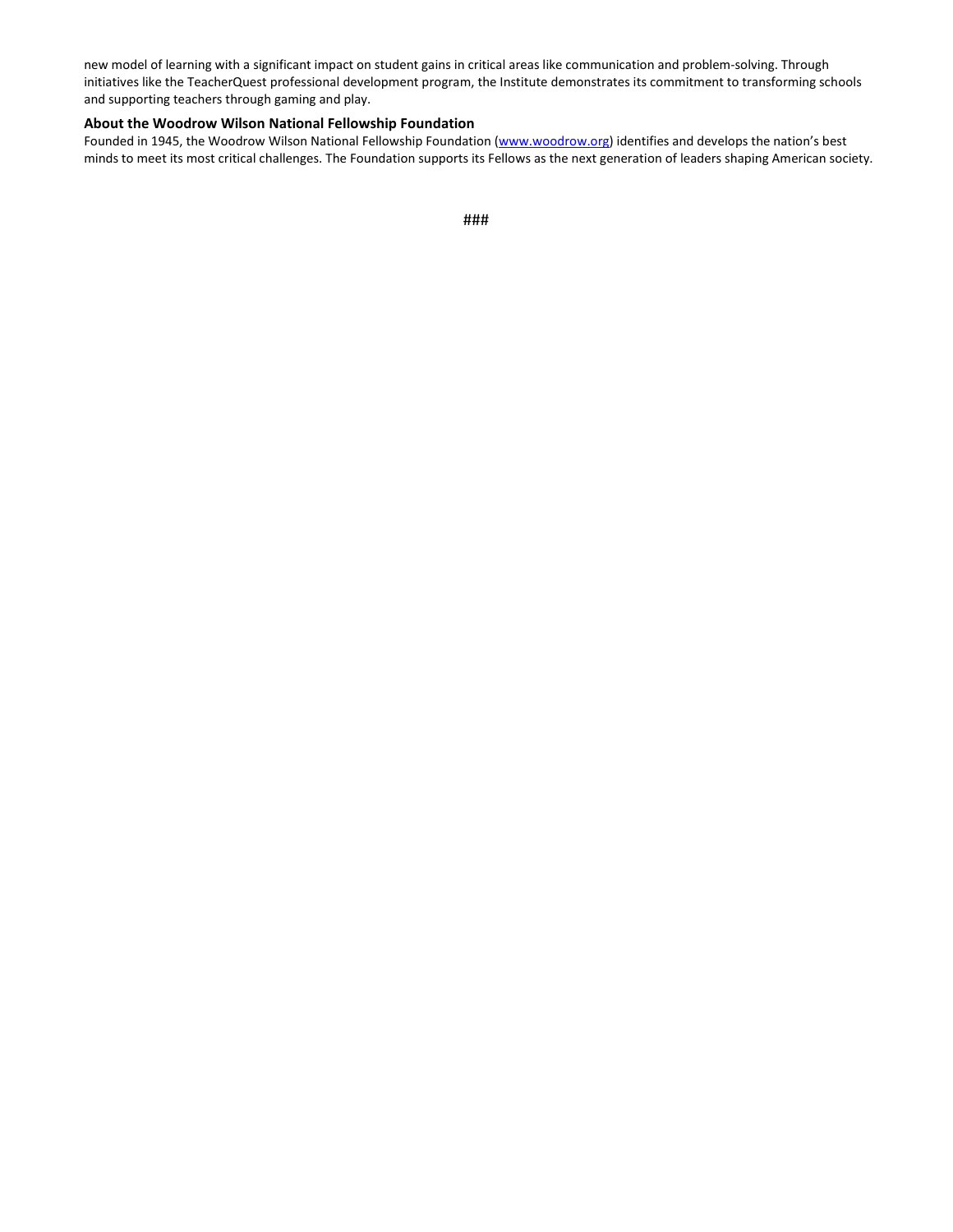new model of learning with a significant impact on student gains in critical areas like communication and problem-solving. Through initiatives like the TeacherQuest professional development program, the Institute demonstrates its commitment to transforming schools and supporting teachers through gaming and play.

**About the Woodrow Wilson National Fellowship Foundation**

Founded in 1945, the Woodrow Wilson National Fellowship Foundation (www.woodrow.org) identifies and develops the nation's best minds to meet its most critical challenges. The Foundation supports its Fellows as the next generation of leaders shaping American society.

###